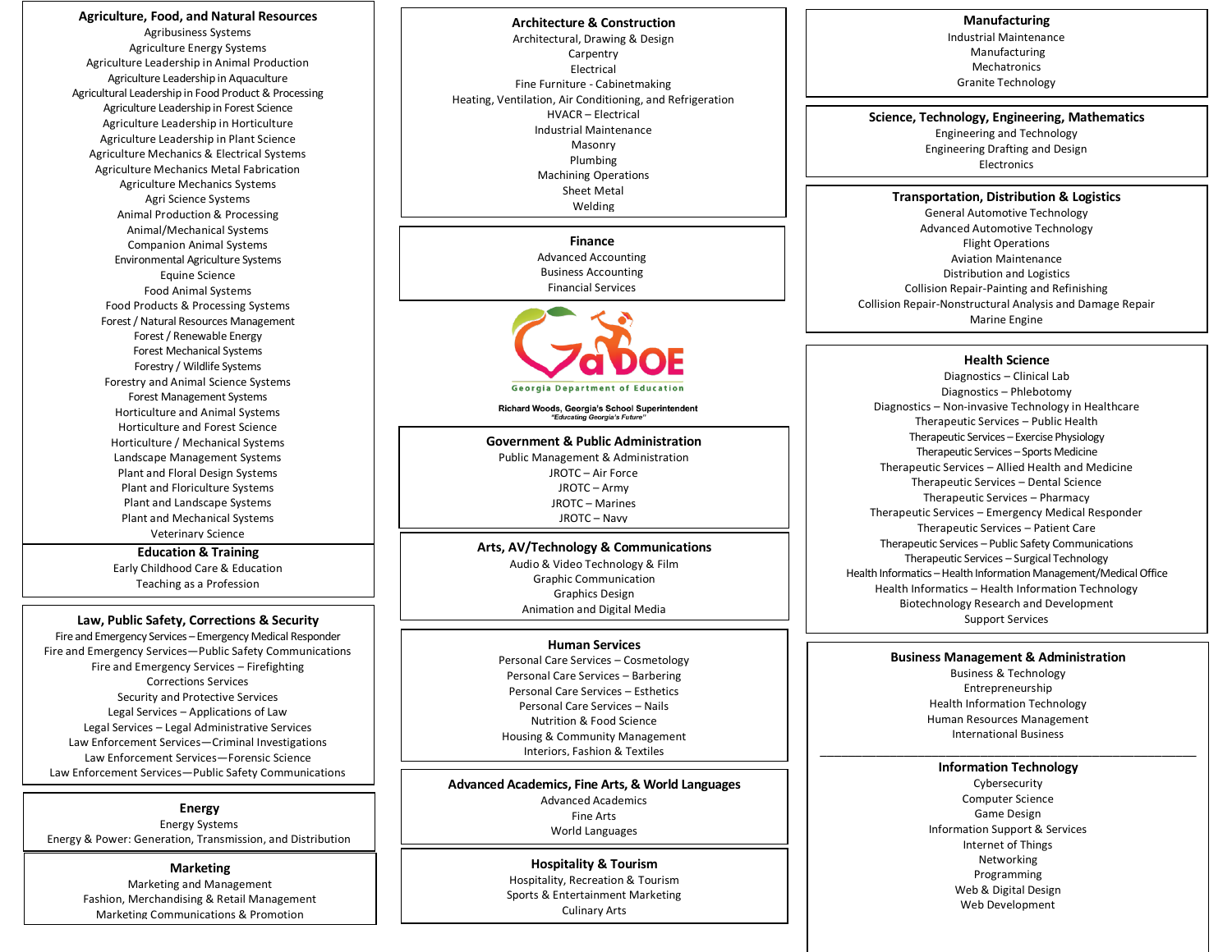## Agriculture, Food, and Natural Resources

Agribusiness Systems
Agriculture Energy Systems
Agriculture Leadership in Animal Production
Agriculture Leadership in Aquaculture
Agricultural Leadership in Food Product & Processing
Agriculture Leadership in Forest Science
Agriculture Leadership in Horticulture
Agriculture Leadership in Plant Science
Agriculture Mechanics & Electrical Systems
Agriculture Mechanics Metal Fabrication
Agriculture Mechanics Systems
Agri Science Systems
Animal Production & Processing
Animal/Mechanical Systems
Companion Animal Systems
Environmental Agriculture Systems
Equine Science
Food Animal Systems
Food Products & Processing Systems
Forest / Natural Resources Management
Forest / Renewable Energy
Forest Mechanical Systems
Forestry / Wildlife Systems
Forestry and Animal Science Systems
Forest Management Systems
Horticulture and Animal Systems
Horticulture and Forest Science
Horticulture / Mechanical Systems
Landscape Management Systems
Plant and Floral Design Systems
Plant and Floriculture Systems
Plant and Landscape Systems
Plant and Mechanical Systems
Veterinary Science

## Education & Training

Early Childhood Care & Education
Teaching as a Profession

## Law, Public Safety, Corrections & Security

Fire and Emergency Services – Emergency Medical Responder
Fire and Emergency Services—Public Safety Communications
Fire and Emergency Services – Firefighting
Corrections Services
Security and Protective Services
Legal Services – Applications of Law
Legal Services – Legal Administrative Services
Law Enforcement Services—Criminal Investigations
Law Enforcement Services—Forensic Science
Law Enforcement Services—Public Safety Communications

## Energy

Energy Systems
Energy & Power: Generation, Transmission, and Distribution

## Marketing

Marketing and Management
Fashion, Merchandising & Retail Management
Marketing Communications & Promotion

## Architecture & Construction

Architectural, Drawing & Design
Carpentry
Electrical
Fine Furniture - Cabinetmaking
Heating, Ventilation, Air Conditioning, and Refrigeration
HVACR – Electrical
Industrial Maintenance
Masonry
Plumbing
Machining Operations
Sheet Metal
Welding

## Finance

Advanced Accounting
Business Accounting
Financial Services

Georgia Department of Education

Richard Woods, Georgia's School Superintendent
*"Educating Georgia's Future"*

## Government & Public Administration

Public Management & Administration
JROTC – Air Force
JROTC – Army
JROTC – Marines
JROTC – Navy

## Arts, AV/Technology & Communications

Audio & Video Technology & Film
Graphic Communication
Graphics Design
Animation and Digital Media

## Human Services

Personal Care Services – Cosmetology
Personal Care Services – Barbering
Personal Care Services – Esthetics
Personal Care Services – Nails
Nutrition & Food Science
Housing & Community Management
Interiors, Fashion & Textiles

## Advanced Academics, Fine Arts, & World Languages

Advanced Academics
Fine Arts
World Languages

## Hospitality & Tourism

Hospitality, Recreation & Tourism
Sports & Entertainment Marketing
Culinary Arts

## Manufacturing

Industrial Maintenance
Manufacturing
Mechatronics
Granite Technology

## Science, Technology, Engineering, Mathematics

Engineering and Technology
Engineering Drafting and Design
Electronics

## Transportation, Distribution & Logistics

General Automotive Technology
Advanced Automotive Technology
Flight Operations
Aviation Maintenance
Distribution and Logistics
Collision Repair-Painting and Refinishing
Collision Repair-Nonstructural Analysis and Damage Repair
Marine Engine

## Health Science

Diagnostics – Clinical Lab
Diagnostics – Phlebotomy
Diagnostics – Non-invasive Technology in Healthcare
Therapeutic Services – Public Health
Therapeutic Services – Exercise Physiology
Therapeutic Services – Sports Medicine
Therapeutic Services – Allied Health and Medicine
Therapeutic Services – Dental Science
Therapeutic Services – Pharmacy
Therapeutic Services – Emergency Medical Responder
Therapeutic Services – Patient Care
Therapeutic Services – Public Safety Communications
Therapeutic Services – Surgical Technology
Health Informatics – Health Information Management/Medical Office
Health Informatics – Health Information Technology
Biotechnology Research and Development
Support Services

## Business Management & Administration

Business & Technology
Entrepreneurship
Health Information Technology
Human Resources Management
International Business

---

## Information Technology

Cybersecurity
Computer Science
Game Design
Information Support & Services
Internet of Things
Networking
Programming
Web & Digital Design
Web Development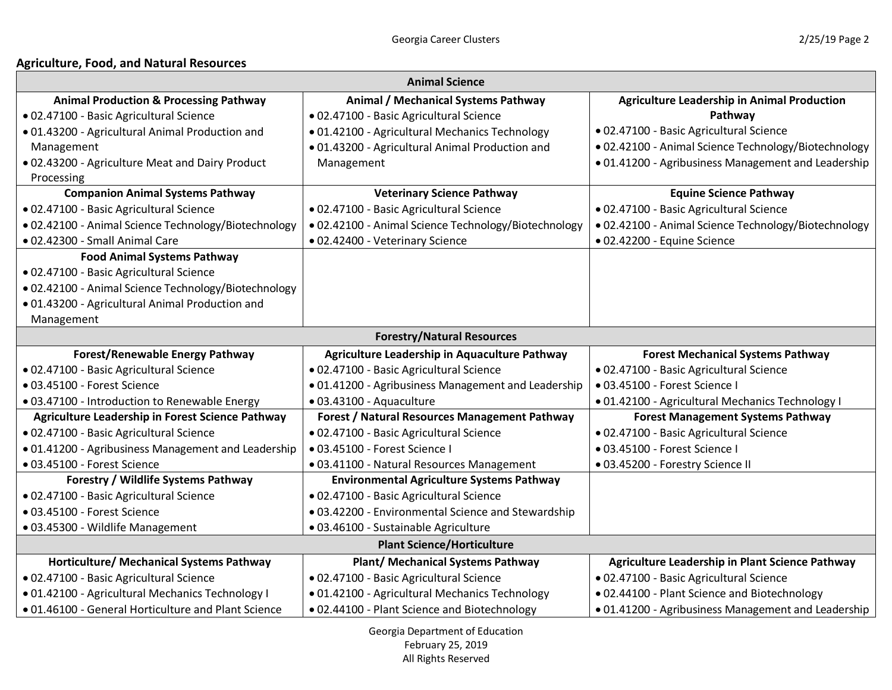## Agriculture, Food, and Natural Resources

| Animal Science | | |
|---|---|---|
| **Animal Production & Processing Pathway**<br>• 02.47100 - Basic Agricultural Science<br>• 01.43200 - Agricultural Animal Production and Management<br>• 02.43200 - Agriculture Meat and Dairy Product Processing | **Animal / Mechanical Systems Pathway**<br>• 02.47100 - Basic Agricultural Science<br>• 01.42100 - Agricultural Mechanics Technology<br>• 01.43200 - Agricultural Animal Production and Management | **Agriculture Leadership in Animal Production Pathway**<br>• 02.47100 - Basic Agricultural Science<br>• 02.42100 - Animal Science Technology/Biotechnology<br>• 01.41200 - Agribusiness Management and Leadership |
| **Companion Animal Systems Pathway**<br>• 02.47100 - Basic Agricultural Science<br>• 02.42100 - Animal Science Technology/Biotechnology<br>• 02.42300 - Small Animal Care | **Veterinary Science Pathway**<br>• 02.47100 - Basic Agricultural Science<br>• 02.42100 - Animal Science Technology/Biotechnology<br>• 02.42400 - Veterinary Science | **Equine Science Pathway**<br>• 02.47100 - Basic Agricultural Science<br>• 02.42100 - Animal Science Technology/Biotechnology<br>• 02.42200 - Equine Science |
| **Food Animal Systems Pathway**<br>• 02.47100 - Basic Agricultural Science<br>• 02.42100 - Animal Science Technology/Biotechnology<br>• 01.43200 - Agricultural Animal Production and Management | | |

| Forestry/Natural Resources | | |
|---|---|---|
| **Forest/Renewable Energy Pathway**<br>• 02.47100 - Basic Agricultural Science<br>• 03.45100 - Forest Science<br>• 03.47100 - Introduction to Renewable Energy | **Agriculture Leadership in Aquaculture Pathway**<br>• 02.47100 - Basic Agricultural Science<br>• 01.41200 - Agribusiness Management and Leadership<br>• 03.43100 - Aquaculture | **Forest Mechanical Systems Pathway**<br>• 02.47100 - Basic Agricultural Science<br>• 03.45100 - Forest Science I<br>• 01.42100 - Agricultural Mechanics Technology I |
| **Agriculture Leadership in Forest Science Pathway**<br>• 02.47100 - Basic Agricultural Science<br>• 01.41200 - Agribusiness Management and Leadership<br>• 03.45100 - Forest Science | **Forest / Natural Resources Management Pathway**<br>• 02.47100 - Basic Agricultural Science<br>• 03.45100 - Forest Science I<br>• 03.41100 - Natural Resources Management | **Forest Management Systems Pathway**<br>• 02.47100 - Basic Agricultural Science<br>• 03.45100 - Forest Science I<br>• 03.45200 - Forestry Science II |
| **Forestry / Wildlife Systems Pathway**<br>• 02.47100 - Basic Agricultural Science<br>• 03.45100 - Forest Science<br>• 03.45300 - Wildlife Management | **Environmental Agriculture Systems Pathway**<br>• 02.47100 - Basic Agricultural Science<br>• 03.42200 - Environmental Science and Stewardship<br>• 03.46100 - Sustainable Agriculture | |

| Plant Science/Horticulture | | |
|---|---|---|
| **Horticulture/ Mechanical Systems Pathway**<br>• 02.47100 - Basic Agricultural Science<br>• 01.42100 - Agricultural Mechanics Technology I<br>• 01.46100 - General Horticulture and Plant Science | **Plant/ Mechanical Systems Pathway**<br>• 02.47100 - Basic Agricultural Science<br>• 01.42100 - Agricultural Mechanics Technology<br>• 02.44100 - Plant Science and Biotechnology | **Agriculture Leadership in Plant Science Pathway**<br>• 02.47100 - Basic Agricultural Science<br>• 02.44100 - Plant Science and Biotechnology<br>• 01.41200 - Agribusiness Management and Leadership |

Georgia Department of Education
February 25, 2019
All Rights Reserved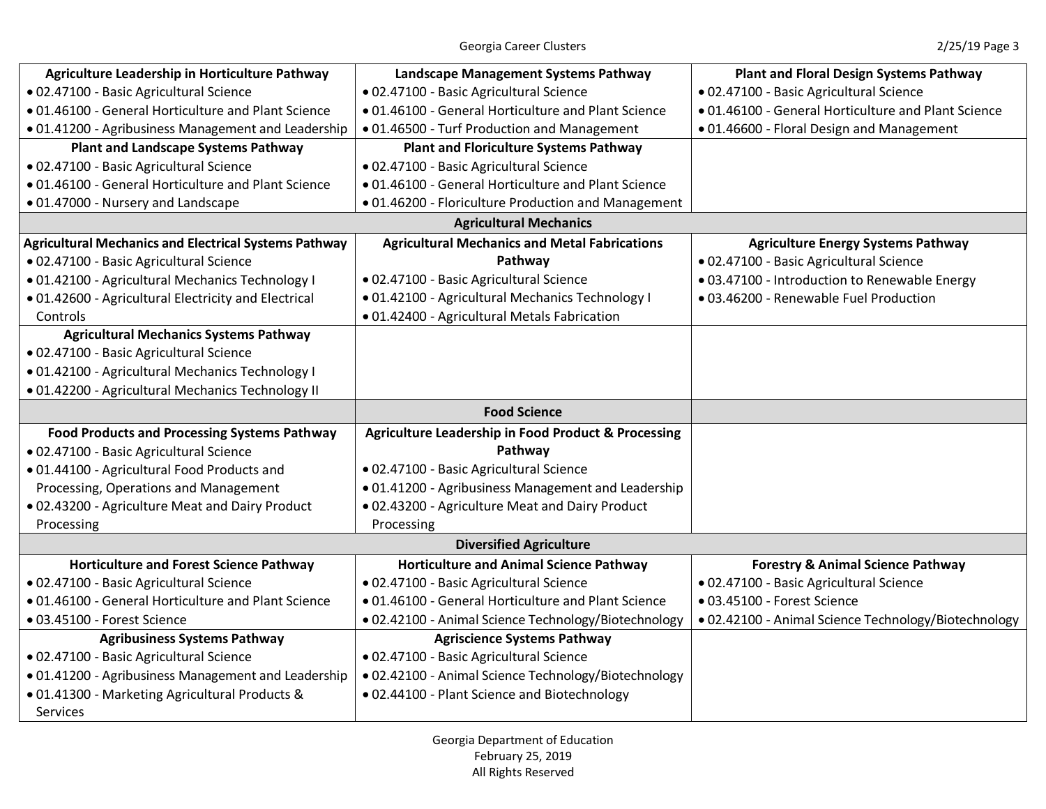| Agriculture Leadership in Horticulture Pathway | Landscape Management Systems Pathway | Plant and Floral Design Systems Pathway |
|---|---|---|
| • 02.47100 - Basic Agricultural Science<br>• 01.46100 - General Horticulture and Plant Science<br>• 01.41200 - Agribusiness Management and Leadership | • 02.47100 - Basic Agricultural Science<br>• 01.46100 - General Horticulture and Plant Science<br>• 01.46500 - Turf Production and Management | • 02.47100 - Basic Agricultural Science<br>• 01.46100 - General Horticulture and Plant Science<br>• 01.46600 - Floral Design and Management |
| **Plant and Landscape Systems Pathway**<br>• 02.47100 - Basic Agricultural Science<br>• 01.46100 - General Horticulture and Plant Science<br>• 01.47000 - Nursery and Landscape | **Plant and Floriculture Systems Pathway**<br>• 02.47100 - Basic Agricultural Science<br>• 01.46100 - General Horticulture and Plant Science<br>• 01.46200 - Floriculture Production and Management | |
| | **Agricultural Mechanics** | |
| **Agricultural Mechanics and Electrical Systems Pathway**<br>• 02.47100 - Basic Agricultural Science<br>• 01.42100 - Agricultural Mechanics Technology I<br>• 01.42600 - Agricultural Electricity and Electrical Controls | **Agricultural Mechanics and Metal Fabrications Pathway**<br>• 02.47100 - Basic Agricultural Science<br>• 01.42100 - Agricultural Mechanics Technology I<br>• 01.42400 - Agricultural Metals Fabrication | **Agriculture Energy Systems Pathway**<br>• 02.47100 - Basic Agricultural Science<br>• 03.47100 - Introduction to Renewable Energy<br>• 03.46200 - Renewable Fuel Production |
| **Agricultural Mechanics Systems Pathway**<br>• 02.47100 - Basic Agricultural Science<br>• 01.42100 - Agricultural Mechanics Technology I<br>• 01.42200 - Agricultural Mechanics Technology II | | |
| | **Food Science** | |
| **Food Products and Processing Systems Pathway**<br>• 02.47100 - Basic Agricultural Science<br>• 01.44100 - Agricultural Food Products and Processing, Operations and Management<br>• 02.43200 - Agriculture Meat and Dairy Product Processing | **Agriculture Leadership in Food Product & Processing Pathway**<br>• 02.47100 - Basic Agricultural Science<br>• 01.41200 - Agribusiness Management and Leadership<br>• 02.43200 - Agriculture Meat and Dairy Product Processing | |
| | **Diversified Agriculture** | |
| **Horticulture and Forest Science Pathway**<br>• 02.47100 - Basic Agricultural Science<br>• 01.46100 - General Horticulture and Plant Science<br>• 03.45100 - Forest Science | **Horticulture and Animal Science Pathway**<br>• 02.47100 - Basic Agricultural Science<br>• 01.46100 - General Horticulture and Plant Science<br>• 02.42100 - Animal Science Technology/Biotechnology | **Forestry & Animal Science Pathway**<br>• 02.47100 - Basic Agricultural Science<br>• 03.45100 - Forest Science<br>• 02.42100 - Animal Science Technology/Biotechnology |
| **Agribusiness Systems Pathway**<br>• 02.47100 - Basic Agricultural Science<br>• 01.41200 - Agribusiness Management and Leadership<br>• 01.41300 - Marketing Agricultural Products & Services | **Agriscience Systems Pathway**<br>• 02.47100 - Basic Agricultural Science<br>• 02.42100 - Animal Science Technology/Biotechnology<br>• 02.44100 - Plant Science and Biotechnology | |

Georgia Department of Education
February 25, 2019
All Rights Reserved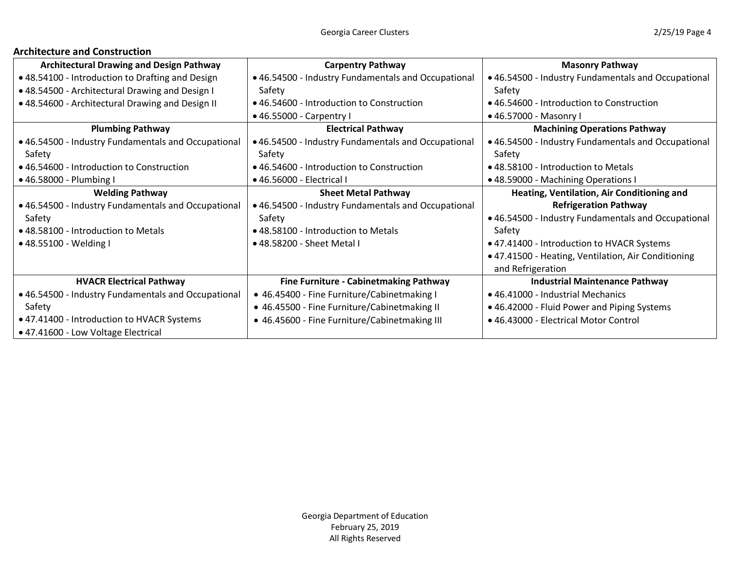## Architecture and Construction

| Architectural Drawing and Design Pathway | Carpentry Pathway | Masonry Pathway |
|---|---|---|
| • 48.54100 - Introduction to Drafting and Design<br>• 48.54500 - Architectural Drawing and Design I<br>• 48.54600 - Architectural Drawing and Design II | • 46.54500 - Industry Fundamentals and Occupational Safety<br>• 46.54600 - Introduction to Construction<br>• 46.55000 - Carpentry I | • 46.54500 - Industry Fundamentals and Occupational Safety<br>• 46.54600 - Introduction to Construction<br>• 46.57000 - Masonry I |
| **Plumbing Pathway** | **Electrical Pathway** | **Machining Operations Pathway** |
| • 46.54500 - Industry Fundamentals and Occupational Safety<br>• 46.54600 - Introduction to Construction<br>• 46.58000 - Plumbing I | • 46.54500 - Industry Fundamentals and Occupational Safety<br>• 46.54600 - Introduction to Construction<br>• 46.56000 - Electrical I | • 46.54500 - Industry Fundamentals and Occupational Safety<br>• 48.58100 - Introduction to Metals<br>• 48.59000 - Machining Operations I |
| **Welding Pathway** | **Sheet Metal Pathway** | **Heating, Ventilation, Air Conditioning and Refrigeration Pathway** |
| • 46.54500 - Industry Fundamentals and Occupational Safety<br>• 48.58100 - Introduction to Metals<br>• 48.55100 - Welding I | • 46.54500 - Industry Fundamentals and Occupational Safety<br>• 48.58100 - Introduction to Metals<br>• 48.58200 - Sheet Metal I | • 46.54500 - Industry Fundamentals and Occupational Safety<br>• 47.41400 - Introduction to HVACR Systems<br>• 47.41500 - Heating, Ventilation, Air Conditioning and Refrigeration |
| **HVACR Electrical Pathway** | **Fine Furniture - Cabinetmaking Pathway** | **Industrial Maintenance Pathway** |
| • 46.54500 - Industry Fundamentals and Occupational Safety<br>• 47.41400 - Introduction to HVACR Systems<br>• 47.41600 - Low Voltage Electrical | • 46.45400 - Fine Furniture/Cabinetmaking I<br>• 46.45500 - Fine Furniture/Cabinetmaking II<br>• 46.45600 - Fine Furniture/Cabinetmaking III | • 46.41000 - Industrial Mechanics<br>• 46.42000 - Fluid Power and Piping Systems<br>• 46.43000 - Electrical Motor Control |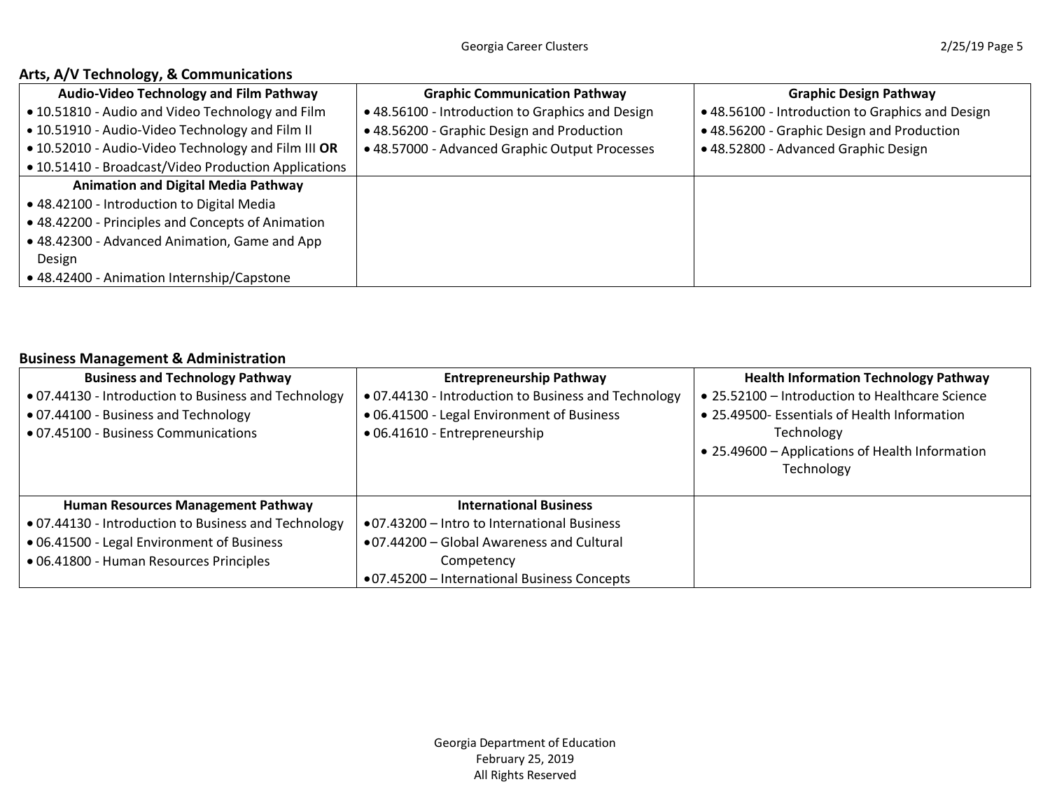## Arts, A/V Technology, & Communications

| Audio-Video Technology and Film Pathway | Graphic Communication Pathway | Graphic Design Pathway |
|---|---|---|
| • 10.51810 - Audio and Video Technology and Film<br>• 10.51910 - Audio-Video Technology and Film II<br>• 10.52010 - Audio-Video Technology and Film III **OR**<br>• 10.51410 - Broadcast/Video Production Applications | • 48.56100 - Introduction to Graphics and Design<br>• 48.56200 - Graphic Design and Production<br>• 48.57000 - Advanced Graphic Output Processes | • 48.56100 - Introduction to Graphics and Design<br>• 48.56200 - Graphic Design and Production<br>• 48.52800 - Advanced Graphic Design |
| **Animation and Digital Media Pathway**<br>• 48.42100 - Introduction to Digital Media<br>• 48.42200 - Principles and Concepts of Animation<br>• 48.42300 - Advanced Animation, Game and App Design<br>• 48.42400 - Animation Internship/Capstone | | |

## Business Management & Administration

| Business and Technology Pathway | Entrepreneurship Pathway | Health Information Technology Pathway |
|---|---|---|
| • 07.44130 - Introduction to Business and Technology<br>• 07.44100 - Business and Technology<br>• 07.45100 - Business Communications | • 07.44130 - Introduction to Business and Technology<br>• 06.41500 - Legal Environment of Business<br>• 06.41610 - Entrepreneurship | • 25.52100 – Introduction to Healthcare Science<br>• 25.49500- Essentials of Health Information Technology<br>• 25.49600 – Applications of Health Information Technology |
| **Human Resources Management Pathway**<br>• 07.44130 - Introduction to Business and Technology<br>• 06.41500 - Legal Environment of Business<br>• 06.41800 - Human Resources Principles | **International Business**<br>• 07.43200 – Intro to International Business<br>• 07.44200 – Global Awareness and Cultural Competency<br>• 07.45200 – International Business Concepts | |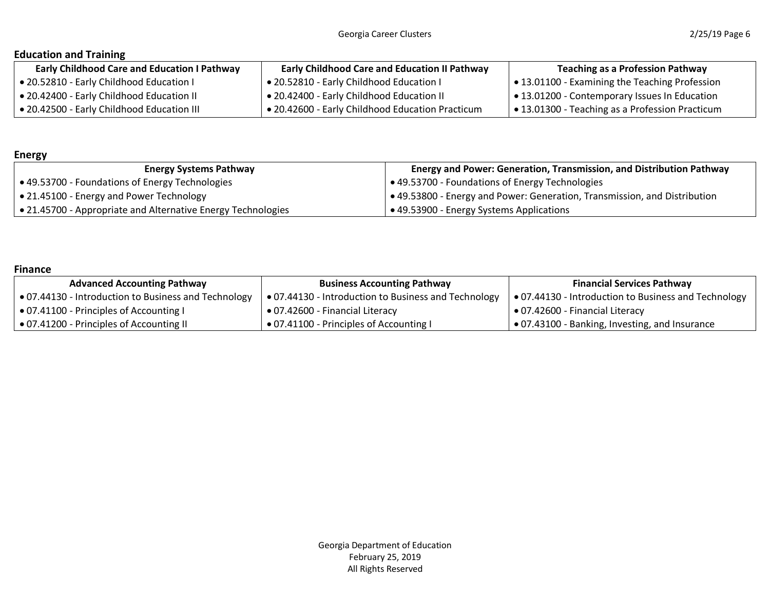## Education and Training

| Early Childhood Care and Education I Pathway | Early Childhood Care and Education II Pathway | Teaching as a Profession Pathway |
| --- | --- | --- |
| • 20.52810 - Early Childhood Education I | • 20.52810 - Early Childhood Education I | • 13.01100 - Examining the Teaching Profession |
| • 20.42400 - Early Childhood Education II | • 20.42400 - Early Childhood Education II | • 13.01200 - Contemporary Issues In Education |
| • 20.42500 - Early Childhood Education III | • 20.42600 - Early Childhood Education Practicum | • 13.01300 - Teaching as a Profession Practicum |

## Energy

| Energy Systems Pathway | Energy and Power: Generation, Transmission, and Distribution Pathway |
| --- | --- |
| • 49.53700 - Foundations of Energy Technologies | • 49.53700 - Foundations of Energy Technologies |
| • 21.45100 - Energy and Power Technology | • 49.53800 - Energy and Power: Generation, Transmission, and Distribution |
| • 21.45700 - Appropriate and Alternative Energy Technologies | • 49.53900 - Energy Systems Applications |

## Finance

| Advanced Accounting Pathway | Business Accounting Pathway | Financial Services Pathway |
| --- | --- | --- |
| • 07.44130 - Introduction to Business and Technology | • 07.44130 - Introduction to Business and Technology | • 07.44130 - Introduction to Business and Technology |
| • 07.41100 - Principles of Accounting I | • 07.42600 - Financial Literacy | • 07.42600 - Financial Literacy |
| • 07.41200 - Principles of Accounting II | • 07.41100 - Principles of Accounting I | • 07.43100 - Banking, Investing, and Insurance |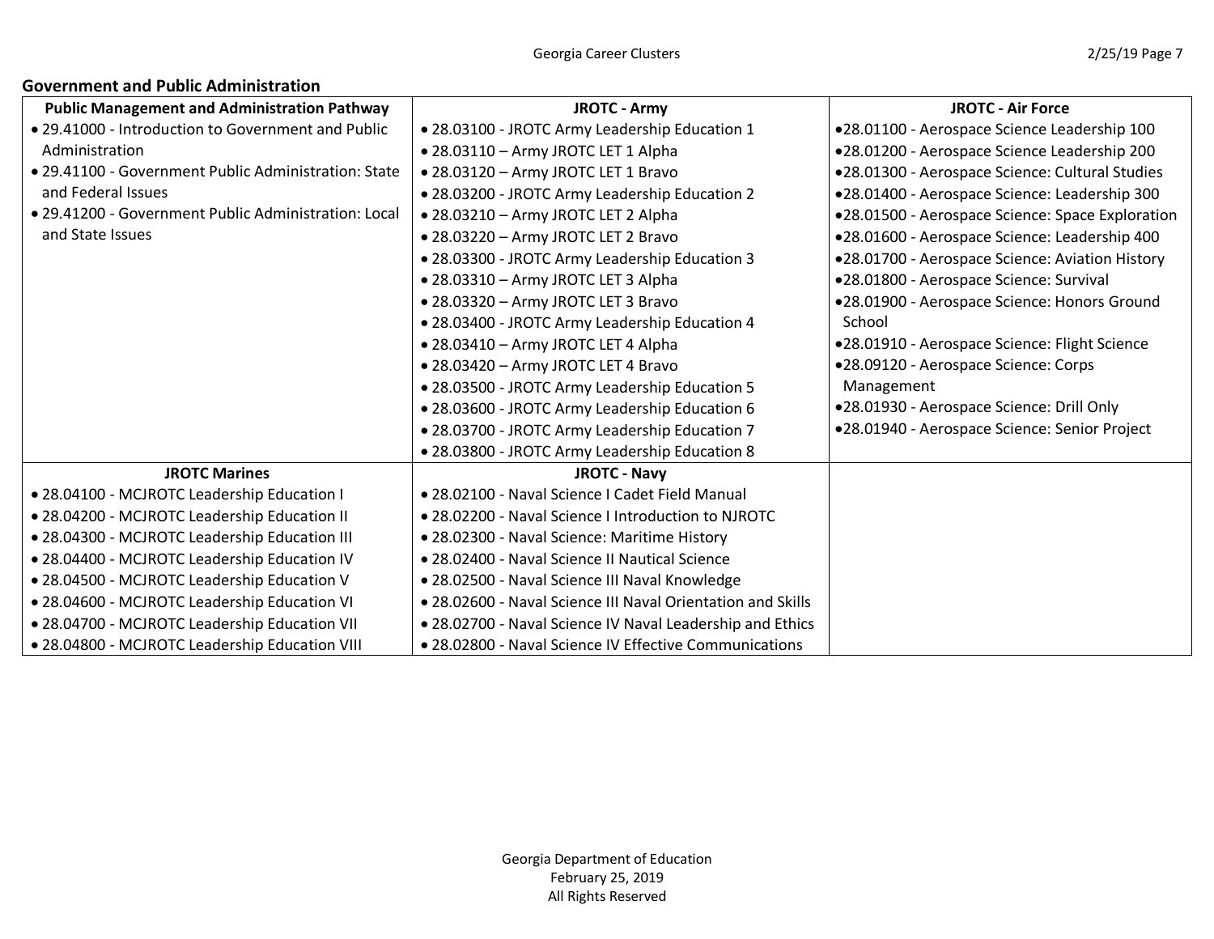## Government and Public Administration

| Public Management and Administration Pathway | JROTC - Army | JROTC - Air Force |
|---|---|---|
| • 29.41000 - Introduction to Government and Public Administration<br>• 29.41100 - Government Public Administration: State and Federal Issues<br>• 29.41200 - Government Public Administration: Local and State Issues | • 28.03100 - JROTC Army Leadership Education 1<br>• 28.03110 – Army JROTC LET 1 Alpha<br>• 28.03120 – Army JROTC LET 1 Bravo<br>• 28.03200 - JROTC Army Leadership Education 2<br>• 28.03210 – Army JROTC LET 2 Alpha<br>• 28.03220 – Army JROTC LET 2 Bravo<br>• 28.03300 - JROTC Army Leadership Education 3<br>• 28.03310 – Army JROTC LET 3 Alpha<br>• 28.03320 – Army JROTC LET 3 Bravo<br>• 28.03400 - JROTC Army Leadership Education 4<br>• 28.03410 – Army JROTC LET 4 Alpha<br>• 28.03420 – Army JROTC LET 4 Bravo<br>• 28.03500 - JROTC Army Leadership Education 5<br>• 28.03600 - JROTC Army Leadership Education 6<br>• 28.03700 - JROTC Army Leadership Education 7<br>• 28.03800 - JROTC Army Leadership Education 8 | • 28.01100 - Aerospace Science Leadership 100<br>• 28.01200 - Aerospace Science Leadership 200<br>• 28.01300 - Aerospace Science: Cultural Studies<br>• 28.01400 - Aerospace Science: Leadership 300<br>• 28.01500 - Aerospace Science: Space Exploration<br>• 28.01600 - Aerospace Science: Leadership 400<br>• 28.01700 - Aerospace Science: Aviation History<br>• 28.01800 - Aerospace Science: Survival<br>• 28.01900 - Aerospace Science: Honors Ground School<br>• 28.01910 - Aerospace Science: Flight Science<br>• 28.09120 - Aerospace Science: Corps Management<br>• 28.01930 - Aerospace Science: Drill Only<br>• 28.01940 - Aerospace Science: Senior Project |
| **JROTC Marines** | **JROTC - Navy** | |
| • 28.04100 - MCJROTC Leadership Education I<br>• 28.04200 - MCJROTC Leadership Education II<br>• 28.04300 - MCJROTC Leadership Education III<br>• 28.04400 - MCJROTC Leadership Education IV<br>• 28.04500 - MCJROTC Leadership Education V<br>• 28.04600 - MCJROTC Leadership Education VI<br>• 28.04700 - MCJROTC Leadership Education VII<br>• 28.04800 - MCJROTC Leadership Education VIII | • 28.02100 - Naval Science I Cadet Field Manual<br>• 28.02200 - Naval Science I Introduction to NJROTC<br>• 28.02300 - Naval Science: Maritime History<br>• 28.02400 - Naval Science II Nautical Science<br>• 28.02500 - Naval Science III Naval Knowledge<br>• 28.02600 - Naval Science III Naval Orientation and Skills<br>• 28.02700 - Naval Science IV Naval Leadership and Ethics<br>• 28.02800 - Naval Science IV Effective Communications | |

Georgia Department of Education
February 25, 2019
All Rights Reserved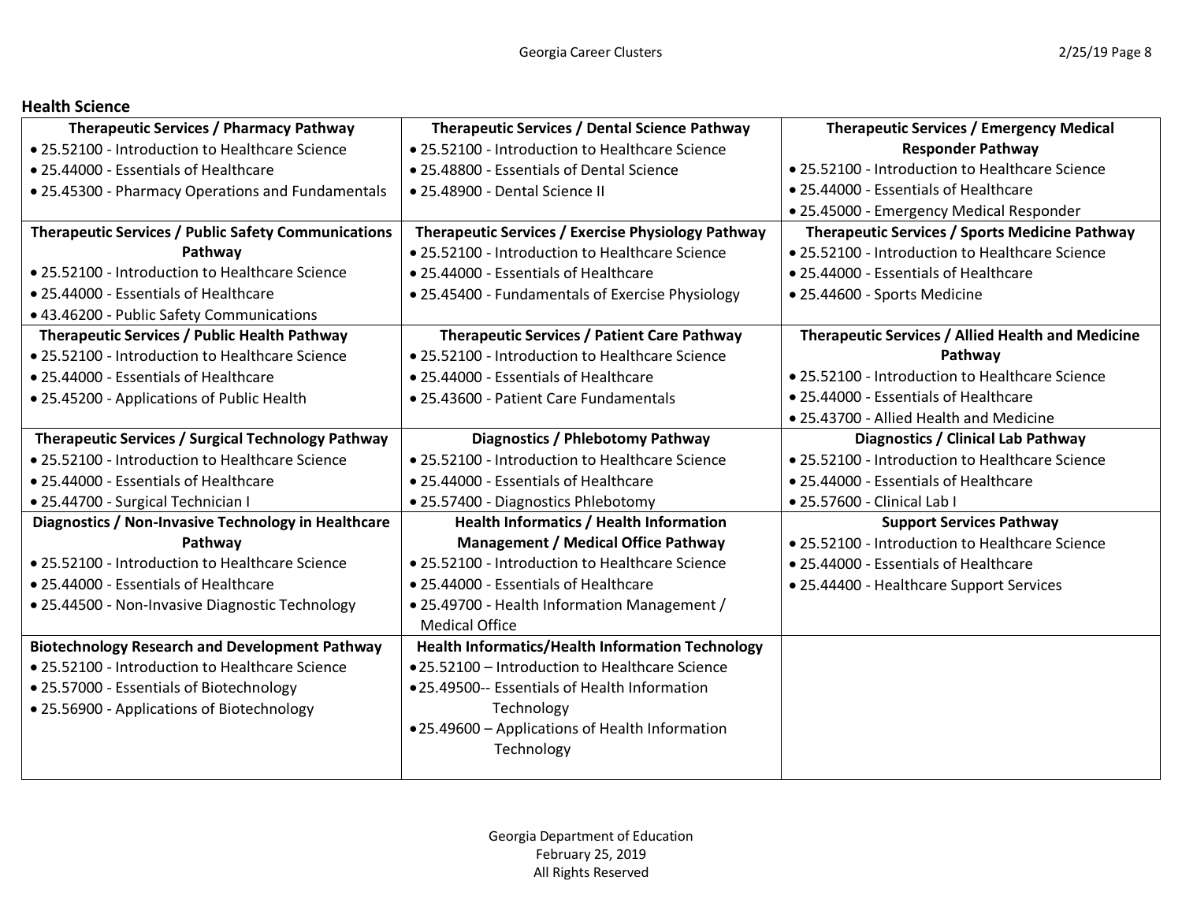## Health Science

| Therapeutic Services / Pharmacy Pathway | Therapeutic Services / Dental Science Pathway | Therapeutic Services / Emergency Medical Responder Pathway |
|---|---|---|
| • 25.52100 - Introduction to Healthcare Science<br>• 25.44000 - Essentials of Healthcare<br>• 25.45300 - Pharmacy Operations and Fundamentals | • 25.52100 - Introduction to Healthcare Science<br>• 25.48800 - Essentials of Dental Science<br>• 25.48900 - Dental Science II | • 25.52100 - Introduction to Healthcare Science<br>• 25.44000 - Essentials of Healthcare<br>• 25.45000 - Emergency Medical Responder |
| **Therapeutic Services / Public Safety Communications Pathway** | **Therapeutic Services / Exercise Physiology Pathway** | **Therapeutic Services / Sports Medicine Pathway** |
| • 25.52100 - Introduction to Healthcare Science<br>• 25.44000 - Essentials of Healthcare<br>• 43.46200 - Public Safety Communications | • 25.52100 - Introduction to Healthcare Science<br>• 25.44000 - Essentials of Healthcare<br>• 25.45400 - Fundamentals of Exercise Physiology | • 25.52100 - Introduction to Healthcare Science<br>• 25.44000 - Essentials of Healthcare<br>• 25.44600 - Sports Medicine |
| **Therapeutic Services / Public Health Pathway** | **Therapeutic Services / Patient Care Pathway** | **Therapeutic Services / Allied Health and Medicine Pathway** |
| • 25.52100 - Introduction to Healthcare Science<br>• 25.44000 - Essentials of Healthcare<br>• 25.45200 - Applications of Public Health | • 25.52100 - Introduction to Healthcare Science<br>• 25.44000 - Essentials of Healthcare<br>• 25.43600 - Patient Care Fundamentals | • 25.52100 - Introduction to Healthcare Science<br>• 25.44000 - Essentials of Healthcare<br>• 25.43700 - Allied Health and Medicine |
| **Therapeutic Services / Surgical Technology Pathway** | **Diagnostics / Phlebotomy Pathway** | **Diagnostics / Clinical Lab Pathway** |
| • 25.52100 - Introduction to Healthcare Science<br>• 25.44000 - Essentials of Healthcare<br>• 25.44700 - Surgical Technician I | • 25.52100 - Introduction to Healthcare Science<br>• 25.44000 - Essentials of Healthcare<br>• 25.57400 - Diagnostics Phlebotomy | • 25.52100 - Introduction to Healthcare Science<br>• 25.44000 - Essentials of Healthcare<br>• 25.57600 - Clinical Lab I |
| **Diagnostics / Non-Invasive Technology in Healthcare Pathway** | **Health Informatics / Health Information Management / Medical Office Pathway** | **Support Services Pathway** |
| • 25.52100 - Introduction to Healthcare Science<br>• 25.44000 - Essentials of Healthcare<br>• 25.44500 - Non-Invasive Diagnostic Technology | • 25.52100 - Introduction to Healthcare Science<br>• 25.44000 - Essentials of Healthcare<br>• 25.49700 - Health Information Management / Medical Office | • 25.52100 - Introduction to Healthcare Science<br>• 25.44000 - Essentials of Healthcare<br>• 25.44400 - Healthcare Support Services |
| **Biotechnology Research and Development Pathway** | **Health Informatics/Health Information Technology** | |
| • 25.52100 - Introduction to Healthcare Science<br>• 25.57000 - Essentials of Biotechnology<br>• 25.56900 - Applications of Biotechnology | • 25.52100 – Introduction to Healthcare Science<br>• 25.49500-- Essentials of Health Information Technology<br>• 25.49600 – Applications of Health Information Technology | |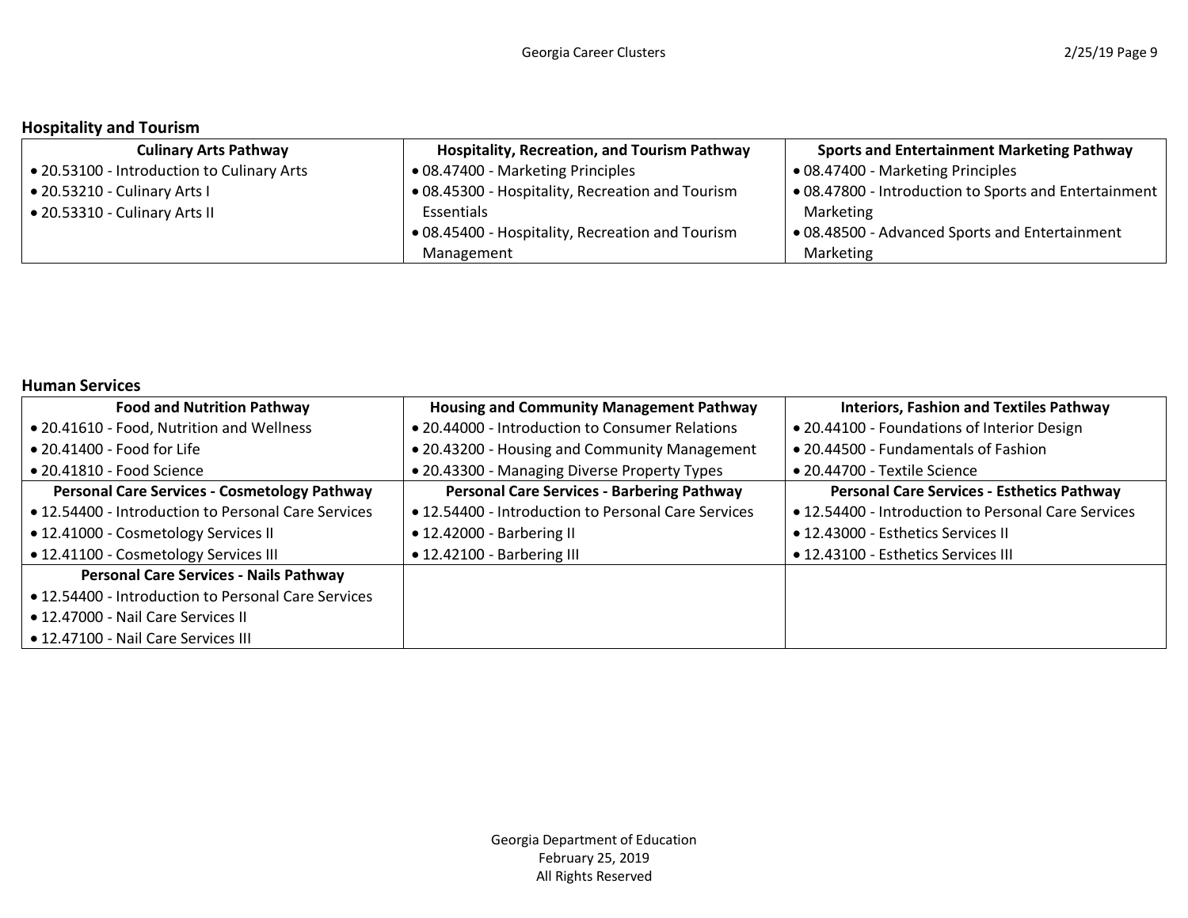## Hospitality and Tourism

| Culinary Arts Pathway | Hospitality, Recreation, and Tourism Pathway | Sports and Entertainment Marketing Pathway |
|---|---|---|
| • 20.53100 - Introduction to Culinary Arts<br>• 20.53210 - Culinary Arts I<br>• 20.53310 - Culinary Arts II | • 08.47400 - Marketing Principles<br>• 08.45300 - Hospitality, Recreation and Tourism Essentials<br>• 08.45400 - Hospitality, Recreation and Tourism Management | • 08.47400 - Marketing Principles<br>• 08.47800 - Introduction to Sports and Entertainment Marketing<br>• 08.48500 - Advanced Sports and Entertainment Marketing |

## Human Services

| Food and Nutrition Pathway | Housing and Community Management Pathway | Interiors, Fashion and Textiles Pathway |
|---|---|---|
| • 20.41610 - Food, Nutrition and Wellness<br>• 20.41400 - Food for Life<br>• 20.41810 - Food Science | • 20.44000 - Introduction to Consumer Relations<br>• 20.43200 - Housing and Community Management<br>• 20.43300 - Managing Diverse Property Types | • 20.44100 - Foundations of Interior Design<br>• 20.44500 - Fundamentals of Fashion<br>• 20.44700 - Textile Science |
| **Personal Care Services - Cosmetology Pathway** | **Personal Care Services - Barbering Pathway** | **Personal Care Services - Esthetics Pathway** |
| • 12.54400 - Introduction to Personal Care Services<br>• 12.41000 - Cosmetology Services II<br>• 12.41100 - Cosmetology Services III | • 12.54400 - Introduction to Personal Care Services<br>• 12.42000 - Barbering II<br>• 12.42100 - Barbering III | • 12.54400 - Introduction to Personal Care Services<br>• 12.43000 - Esthetics Services II<br>• 12.43100 - Esthetics Services III |
| **Personal Care Services - Nails Pathway** | | |
| • 12.54400 - Introduction to Personal Care Services<br>• 12.47000 - Nail Care Services II<br>• 12.47100 - Nail Care Services III | | |

Georgia Department of Education
February 25, 2019
All Rights Reserved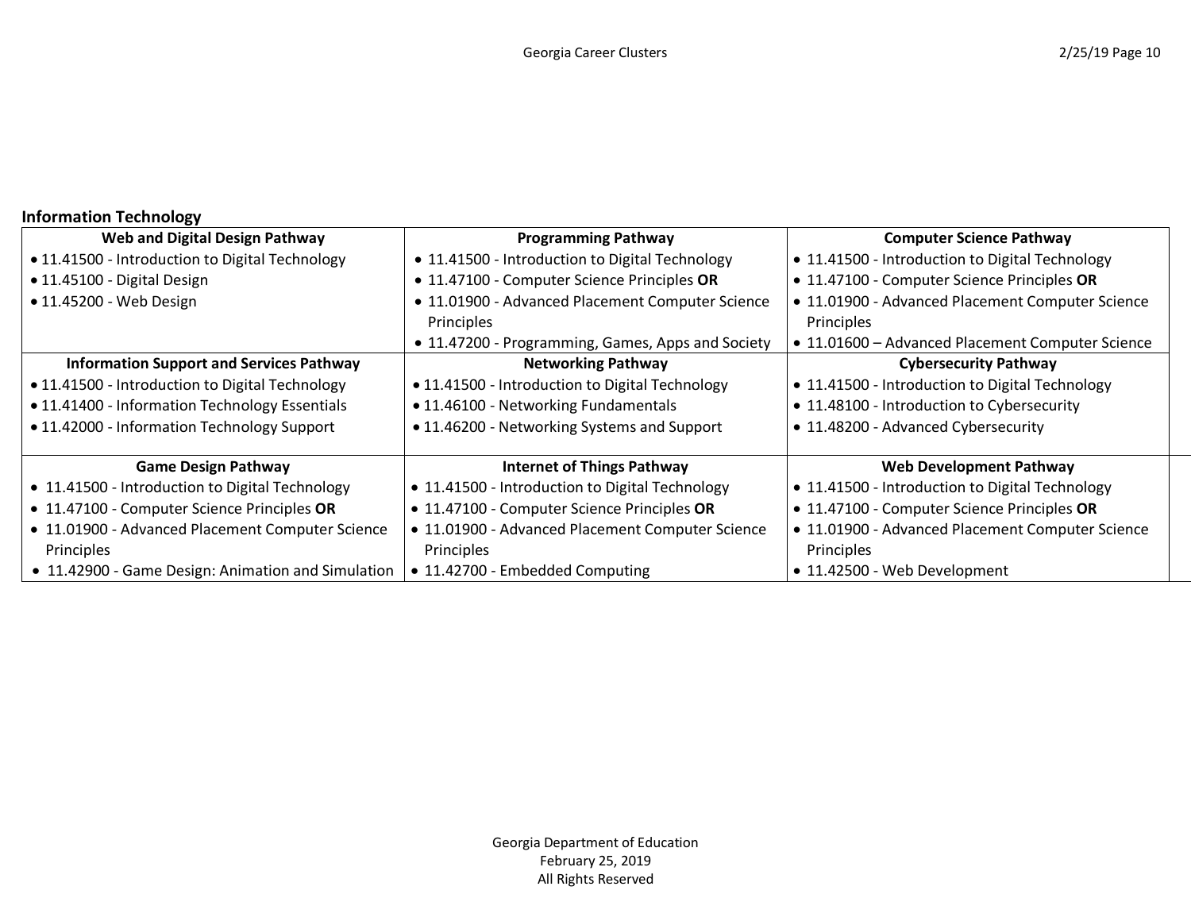## Information Technology

| Web and Digital Design Pathway | Programming Pathway | Computer Science Pathway |
|---|---|---|
| • 11.41500 - Introduction to Digital Technology<br>• 11.45100 - Digital Design<br>• 11.45200 - Web Design | • 11.41500 - Introduction to Digital Technology<br>• 11.47100 - Computer Science Principles **OR**<br>• 11.01900 - Advanced Placement Computer Science Principles<br>• 11.47200 - Programming, Games, Apps and Society | • 11.41500 - Introduction to Digital Technology<br>• 11.47100 - Computer Science Principles **OR**<br>• 11.01900 - Advanced Placement Computer Science Principles<br>• 11.01600 – Advanced Placement Computer Science |
| **Information Support and Services Pathway** | **Networking Pathway** | **Cybersecurity Pathway** |
| • 11.41500 - Introduction to Digital Technology<br>• 11.41400 - Information Technology Essentials<br>• 11.42000 - Information Technology Support | • 11.41500 - Introduction to Digital Technology<br>• 11.46100 - Networking Fundamentals<br>• 11.46200 - Networking Systems and Support | • 11.41500 - Introduction to Digital Technology<br>• 11.48100 - Introduction to Cybersecurity<br>• 11.48200 - Advanced Cybersecurity |
| **Game Design Pathway** | **Internet of Things Pathway** | **Web Development Pathway** |
| • 11.41500 - Introduction to Digital Technology<br>• 11.47100 - Computer Science Principles **OR**<br>• 11.01900 - Advanced Placement Computer Science Principles<br>• 11.42900 - Game Design: Animation and Simulation | • 11.41500 - Introduction to Digital Technology<br>• 11.47100 - Computer Science Principles **OR**<br>• 11.01900 - Advanced Placement Computer Science Principles<br>• 11.42700 - Embedded Computing | • 11.41500 - Introduction to Digital Technology<br>• 11.47100 - Computer Science Principles **OR**<br>• 11.01900 - Advanced Placement Computer Science Principles<br>• 11.42500 - Web Development |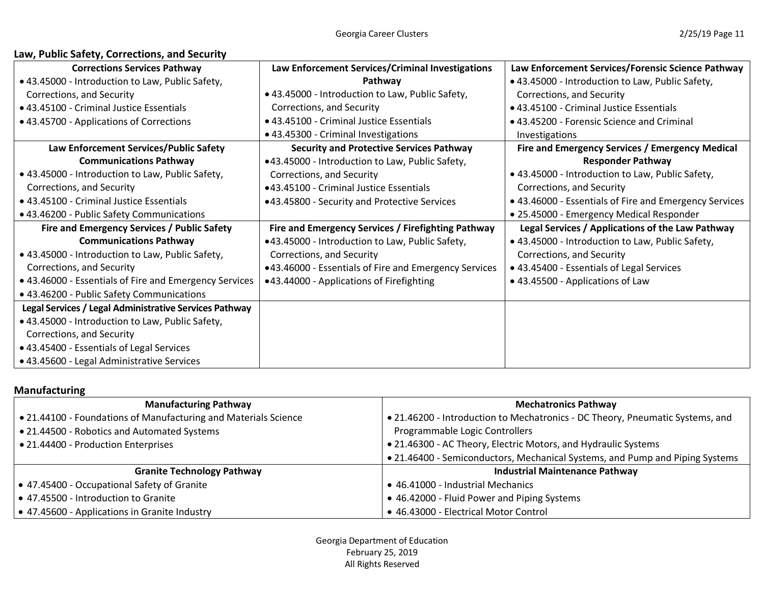## Law, Public Safety, Corrections, and Security

| Corrections Services Pathway | Law Enforcement Services/Criminal Investigations Pathway | Law Enforcement Services/Forensic Science Pathway |
|---|---|---|
| • 43.45000 - Introduction to Law, Public Safety, Corrections, and Security<br>• 43.45100 - Criminal Justice Essentials<br>• 43.45700 - Applications of Corrections | • 43.45000 - Introduction to Law, Public Safety, Corrections, and Security<br>• 43.45100 - Criminal Justice Essentials<br>• 43.45300 - Criminal Investigations | • 43.45000 - Introduction to Law, Public Safety, Corrections, and Security<br>• 43.45100 - Criminal Justice Essentials<br>• 43.45200 - Forensic Science and Criminal Investigations |
| **Law Enforcement Services/Public Safety Communications Pathway** | **Security and Protective Services Pathway** | **Fire and Emergency Services / Emergency Medical Responder Pathway** |
| • 43.45000 - Introduction to Law, Public Safety, Corrections, and Security<br>• 43.45100 - Criminal Justice Essentials<br>• 43.46200 - Public Safety Communications | • 43.45000 - Introduction to Law, Public Safety, Corrections, and Security<br>• 43.45100 - Criminal Justice Essentials<br>• 43.45800 - Security and Protective Services | • 43.45000 - Introduction to Law, Public Safety, Corrections, and Security<br>• 43.46000 - Essentials of Fire and Emergency Services<br>• 25.45000 - Emergency Medical Responder |
| **Fire and Emergency Services / Public Safety Communications Pathway** | **Fire and Emergency Services / Firefighting Pathway** | **Legal Services / Applications of the Law Pathway** |
| • 43.45000 - Introduction to Law, Public Safety, Corrections, and Security<br>• 43.46000 - Essentials of Fire and Emergency Services<br>• 43.46200 - Public Safety Communications | • 43.45000 - Introduction to Law, Public Safety, Corrections, and Security<br>• 43.46000 - Essentials of Fire and Emergency Services<br>• 43.44000 - Applications of Firefighting | • 43.45000 - Introduction to Law, Public Safety, Corrections, and Security<br>• 43.45400 - Essentials of Legal Services<br>• 43.45500 - Applications of Law |
| **Legal Services / Legal Administrative Services Pathway** | | |
| • 43.45000 - Introduction to Law, Public Safety, Corrections, and Security<br>• 43.45400 - Essentials of Legal Services<br>• 43.45600 - Legal Administrative Services | | |

## Manufacturing

| Manufacturing Pathway | Mechatronics Pathway |
|---|---|
| • 21.44100 - Foundations of Manufacturing and Materials Science<br>• 21.44500 - Robotics and Automated Systems<br>• 21.44400 - Production Enterprises | • 21.46200 - Introduction to Mechatronics - DC Theory, Pneumatic Systems, and Programmable Logic Controllers<br>• 21.46300 - AC Theory, Electric Motors, and Hydraulic Systems<br>• 21.46400 - Semiconductors, Mechanical Systems, and Pump and Piping Systems |
| **Granite Technology Pathway** | **Industrial Maintenance Pathway** |
| • 47.45400 - Occupational Safety of Granite<br>• 47.45500 - Introduction to Granite<br>• 47.45600 - Applications in Granite Industry | • 46.41000 - Industrial Mechanics<br>• 46.42000 - Fluid Power and Piping Systems<br>• 46.43000 - Electrical Motor Control |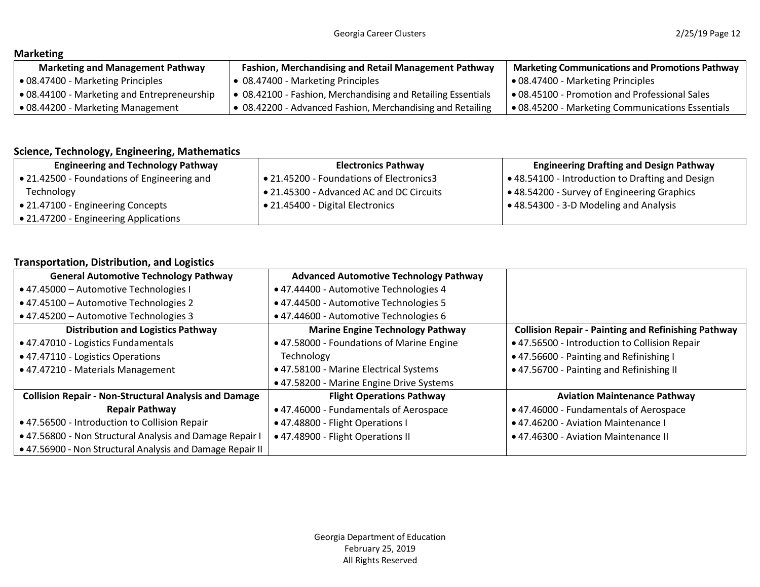## Marketing

| Marketing and Management Pathway | Fashion, Merchandising and Retail Management Pathway | Marketing Communications and Promotions Pathway |
|---|---|---|
| • 08.47400 - Marketing Principles<br>• 08.44100 - Marketing and Entrepreneurship<br>• 08.44200 - Marketing Management | • 08.47400 - Marketing Principles<br>• 08.42100 - Fashion, Merchandising and Retailing Essentials<br>• 08.42200 - Advanced Fashion, Merchandising and Retailing | • 08.47400 - Marketing Principles<br>• 08.45100 - Promotion and Professional Sales<br>• 08.45200 - Marketing Communications Essentials |

## Science, Technology, Engineering, Mathematics

| Engineering and Technology Pathway | Electronics Pathway | Engineering Drafting and Design Pathway |
|---|---|---|
| • 21.42500 - Foundations of Engineering and Technology<br>• 21.47100 - Engineering Concepts<br>• 21.47200 - Engineering Applications | • 21.45200 - Foundations of Electronics3<br>• 21.45300 - Advanced AC and DC Circuits<br>• 21.45400 - Digital Electronics | • 48.54100 - Introduction to Drafting and Design<br>• 48.54200 - Survey of Engineering Graphics<br>• 48.54300 - 3-D Modeling and Analysis |

## Transportation, Distribution, and Logistics

| General Automotive Technology Pathway | Advanced Automotive Technology Pathway | |
|---|---|---|
| • 47.45000 – Automotive Technologies I<br>• 47.45100 – Automotive Technologies 2<br>• 47.45200 – Automotive Technologies 3 | • 47.44400 - Automotive Technologies 4<br>• 47.44500 - Automotive Technologies 5<br>• 47.44600 - Automotive Technologies 6 | |
| **Distribution and Logistics Pathway** | **Marine Engine Technology Pathway** | **Collision Repair - Painting and Refinishing Pathway** |
| • 47.47010 - Logistics Fundamentals<br>• 47.47110 - Logistics Operations<br>• 47.47210 - Materials Management | • 47.58000 - Foundations of Marine Engine Technology<br>• 47.58100 - Marine Electrical Systems<br>• 47.58200 - Marine Engine Drive Systems | • 47.56500 - Introduction to Collision Repair<br>• 47.56600 - Painting and Refinishing I<br>• 47.56700 - Painting and Refinishing II |
| **Collision Repair - Non-Structural Analysis and Damage Repair Pathway** | **Flight Operations Pathway** | **Aviation Maintenance Pathway** |
| • 47.56500 - Introduction to Collision Repair<br>• 47.56800 - Non Structural Analysis and Damage Repair I<br>• 47.56900 - Non Structural Analysis and Damage Repair II | • 47.46000 - Fundamentals of Aerospace<br>• 47.48800 - Flight Operations I<br>• 47.48900 - Flight Operations II | • 47.46000 - Fundamentals of Aerospace<br>• 47.46200 - Aviation Maintenance I<br>• 47.46300 - Aviation Maintenance II |

Georgia Department of Education
February 25, 2019
All Rights Reserved